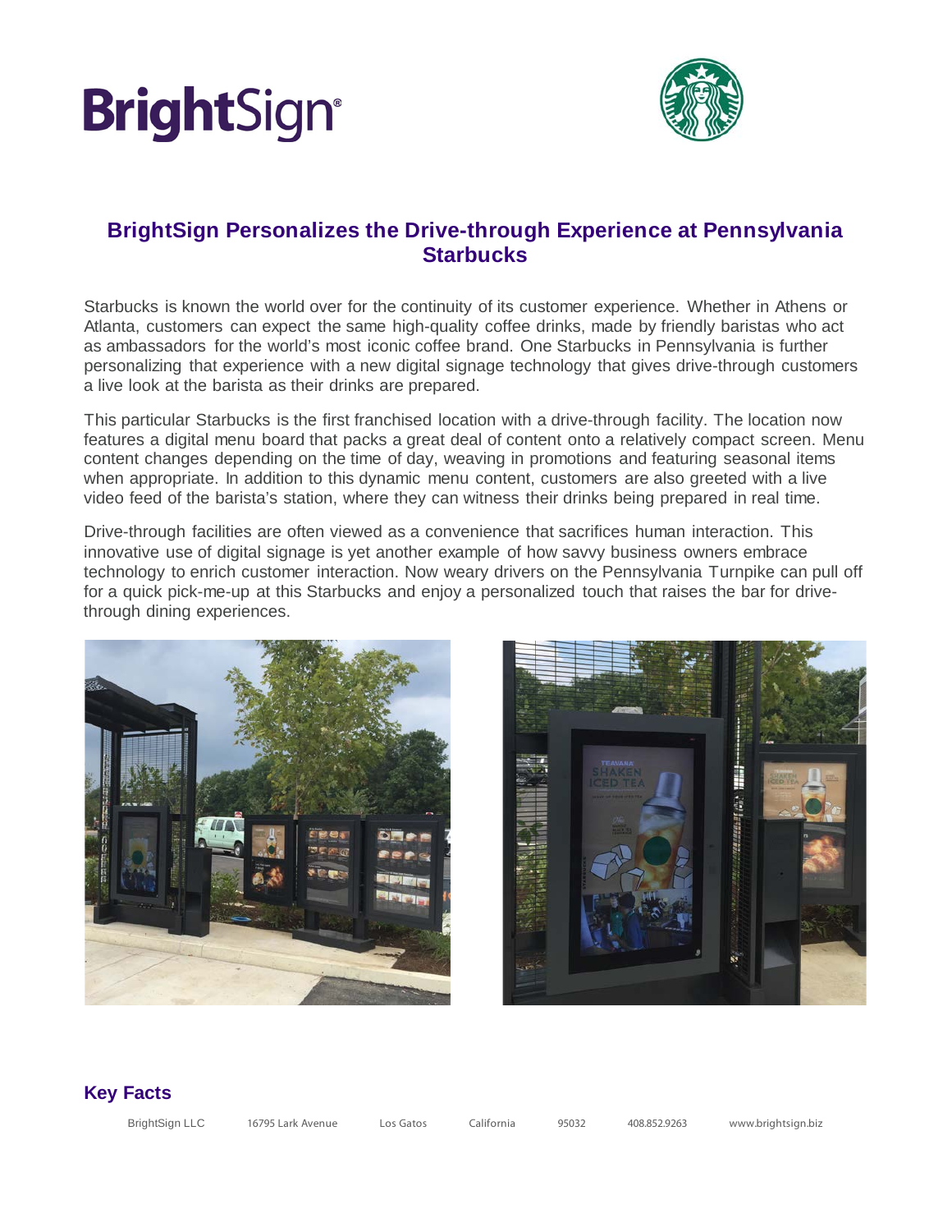BrightSign®

# BrightSign Personalizes the Drive-through Experience at Pennsylvania Starbucks

Starbucks is known the world over for the continuity of its customer experience. Whether in Athens or Atlanta, customers can expect the same high-quality coffee drinks, made by friendly baristas who act as ambassadors for the world's most iconic coffee brand. One Starbucks in Pennsylvania is further personalizing that experience with a new digital signage technology that gives drive-through customers a live look at the barista as their drinks are prepared.

This particular Starbucks is the first franchised location with a drive-through facility. The location now features a digital menu board that packs a great deal of content onto a relatively compact screen. Menu content changes depending on the time of day, weaving in promotions and featuring seasonal items when appropriate. In addition to this dynamic menu content, customers are also greeted with a live video feed of the barista's station, where they can witness their drinks being prepared in real time.

Drive-through facilities are often viewed as a convenience that sacrifices human interaction. This innovative use of digital signage is yet another example of how savvy business owners embrace technology to enrich customer interaction. Now weary drivers on the Pennsylvania Turnpike can pull off for a quick pick-me-up at this Starbucks and enjoy a personalized touch that raises the bar for drive-through dining experiences.

## Key Facts

BrightSign LLC 16795 Lark Avenue Los Gatos California 95032 408.852.9263 www.brightsign.biz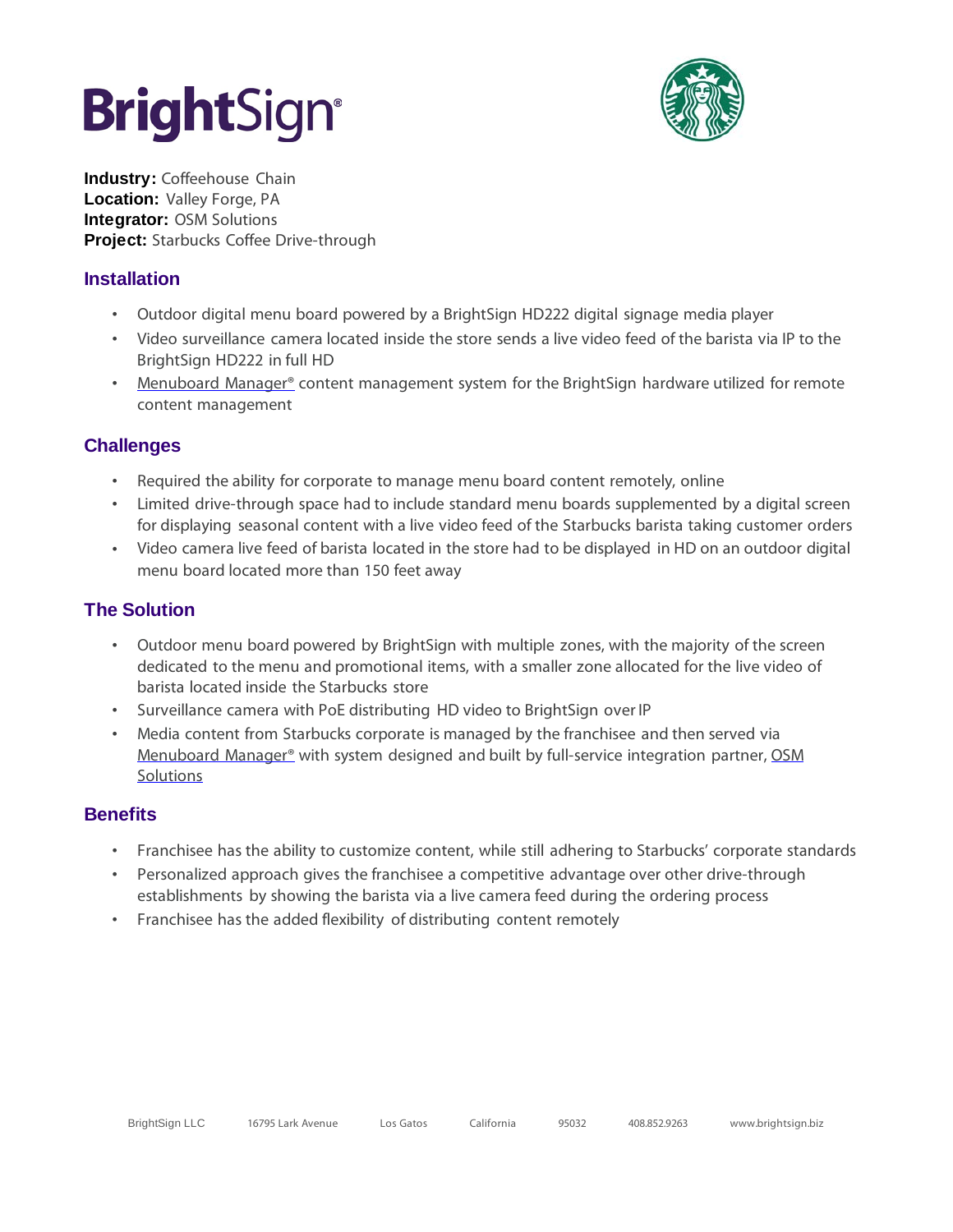# BrightSign

**Industry:** Coffeehouse Chain
**Location:** Valley Forge, PA
**Integrator:** OSM Solutions
**Project:** Starbucks Coffee Drive-through

## Installation

- Outdoor digital menu board powered by a BrightSign HD222 digital signage media player
- Video surveillance camera located inside the store sends a live video feed of the barista via IP to the BrightSign HD222 in full HD
- Menuboard Manager® content management system for the BrightSign hardware utilized for remote content management

## Challenges

- Required the ability for corporate to manage menu board content remotely, online
- Limited drive-through space had to include standard menu boards supplemented by a digital screen for displaying seasonal content with a live video feed of the Starbucks barista taking customer orders
- Video camera live feed of barista located in the store had to be displayed in HD on an outdoor digital menu board located more than 150 feet away

## The Solution

- Outdoor menu board powered by BrightSign with multiple zones, with the majority of the screen dedicated to the menu and promotional items, with a smaller zone allocated for the live video of barista located inside the Starbucks store
- Surveillance camera with PoE distributing HD video to BrightSign over IP
- Media content from Starbucks corporate is managed by the franchisee and then served via Menuboard Manager® with system designed and built by full-service integration partner, OSM Solutions

## Benefits

- Franchisee has the ability to customize content, while still adhering to Starbucks' corporate standards
- Personalized approach gives the franchisee a competitive advantage over other drive-through establishments by showing the barista via a live camera feed during the ordering process
- Franchisee has the added flexibility of distributing content remotely

BrightSign LLC 16795 Lark Avenue Los Gatos California 95032 408.852.9263 www.brightsign.biz